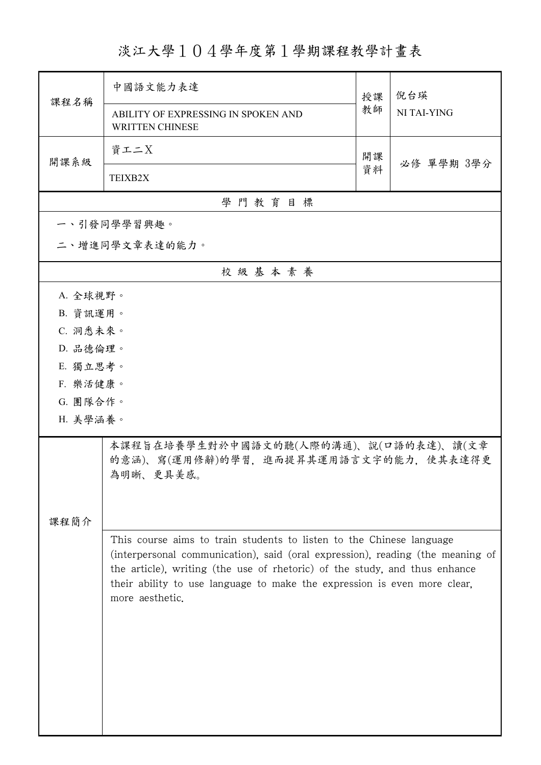# 淡江大學１０４學年度第1學期課程教學計畫表

| 課程名稱 | 中國語文能力表達<br>ABILITY OF EXPRESSING IN SPOKEN AND WRITTEN CHINESE | 授課教師 | 倪台瑛<br>NI TAI-YING |
|---|---|---|---|
| 開課系級 | 資工二X<br>TEIXB2X | 開課資料 | 必修 單學期 3學分 |

## 學 門 教 育 目 標

一、引發同學學習興趣。

二、增進同學文章表達的能力。

## 校 級 基 本 素 養

A. 全球視野。

B. 資訊運用。

C. 洞悉未來。

D. 品德倫理。

E. 獨立思考。

F. 樂活健康。

G. 團隊合作。

H. 美學涵養。

## 課程簡介

本課程旨在培養學生對於中國語文的聽(人際的溝通)、說(口語的表達)、讀(文章的意涵)、寫(運用修辭)的學習，進而提昇其運用語言文字的能力，使其表達得更為明晰、更具美感。

This course aims to train students to listen to the Chinese language (interpersonal communication), said (oral expression), reading (the meaning of the article), writing (the use of rhetoric) of the study, and thus enhance their ability to use language to make the expression is even more clear, more aesthetic.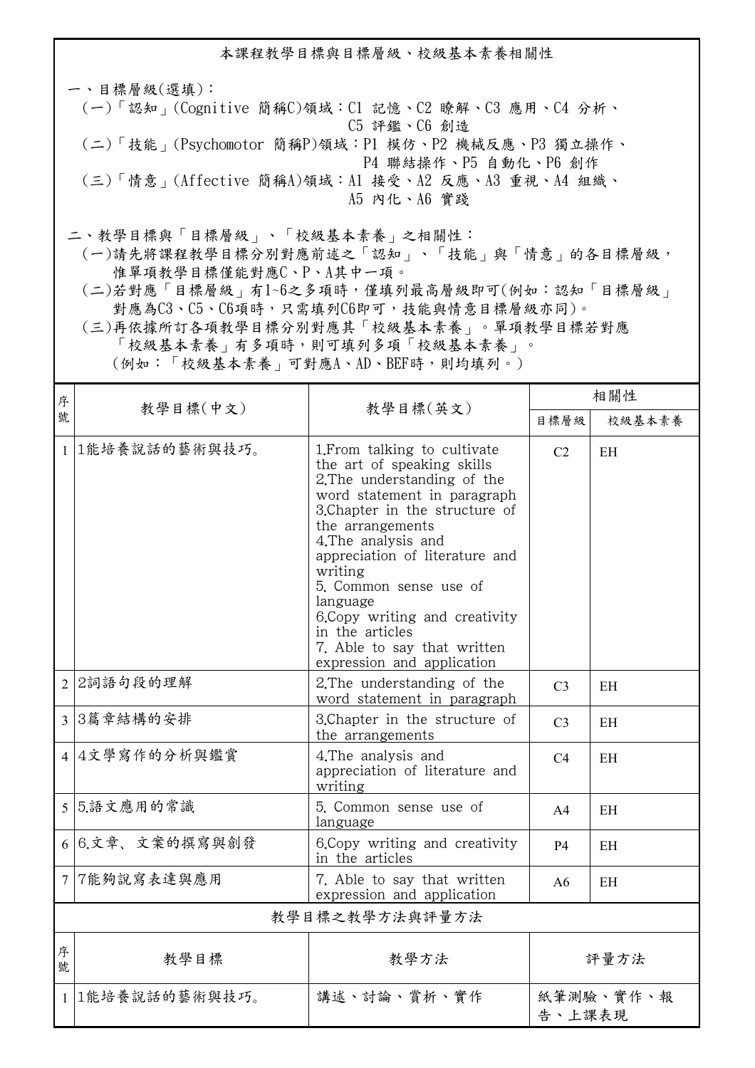## 本課程教學目標與目標層級、校級基本素養相關性

一、目標層級(選填)：

(一)「認知」(Cognitive 簡稱C)領域：C1 記憶、C2 瞭解、C3 應用、C4 分析、C5 評鑑、C6 創造

(二)「技能」(Psychomotor 簡稱P)領域：P1 模仿、P2 機械反應、P3 獨立操作、P4 聯結操作、P5 自動化、P6 創作

(三)「情意」(Affective 簡稱A)領域：A1 接受、A2 反應、A3 重視、A4 組織、A5 內化、A6 實踐

二、教學目標與「目標層級」、「校級基本素養」之相關性：

(一)請先將課程教學目標分別對應前述之「認知」、「技能」與「情意」的各目標層級，惟單項教學目標僅能對應C、P、A其中一項。

(二)若對應「目標層級」有1~6之多項時，僅填列最高層級即可(例如：認知「目標層級」對應為C3、C5、C6項時，只需填列C6即可，技能與情意目標層級亦同)。

(三)再依據所訂各項教學目標分別對應其「校級基本素養」。單項教學目標若對應「校級基本素養」有多項時，則可填列多項「校級基本素養」。(例如：「校級基本素養」可對應A、AD、BEF時，則均填列。)

| 序號 | 教學目標(中文) | 教學目標(英文) | 相關性 | |
|---|---|---|---|---|
| | | | 目標層級 | 校級基本素養 |
| 1 | 1能培養說話的藝術與技巧。 | 1.From talking to cultivate the art of speaking skills<br>2.The understanding of the word statement in paragraph<br>3.Chapter in the structure of the arrangements<br>4.The analysis and appreciation of literature and writing<br>5. Common sense use of language<br>6.Copy writing and creativity in the articles<br>7. Able to say that written expression and application | C2 | EH |
| 2 | 2詞語句段的理解 | 2.The understanding of the word statement in paragraph | C3 | EH |
| 3 | 3篇章結構的安排 | 3.Chapter in the structure of the arrangements | C3 | EH |
| 4 | 4文學寫作的分析與鑑賞 | 4.The analysis and appreciation of literature and writing | C4 | EH |
| 5 | 5.語文應用的常識 | 5. Common sense use of language | A4 | EH |
| 6 | 6.文章、文案的撰寫與創發 | 6.Copy writing and creativity in the articles | P4 | EH |
| 7 | 7能夠說寫表達與應用 | 7. Able to say that written expression and application | A6 | EH |

## 教學目標之教學方法與評量方法

| 序號 | 教學目標 | 教學方法 | 評量方法 |
|---|---|---|---|
| 1 | 1能培養說話的藝術與技巧。 | 講述、討論、賞析、實作 | 紙筆測驗、實作、報告、上課表現 |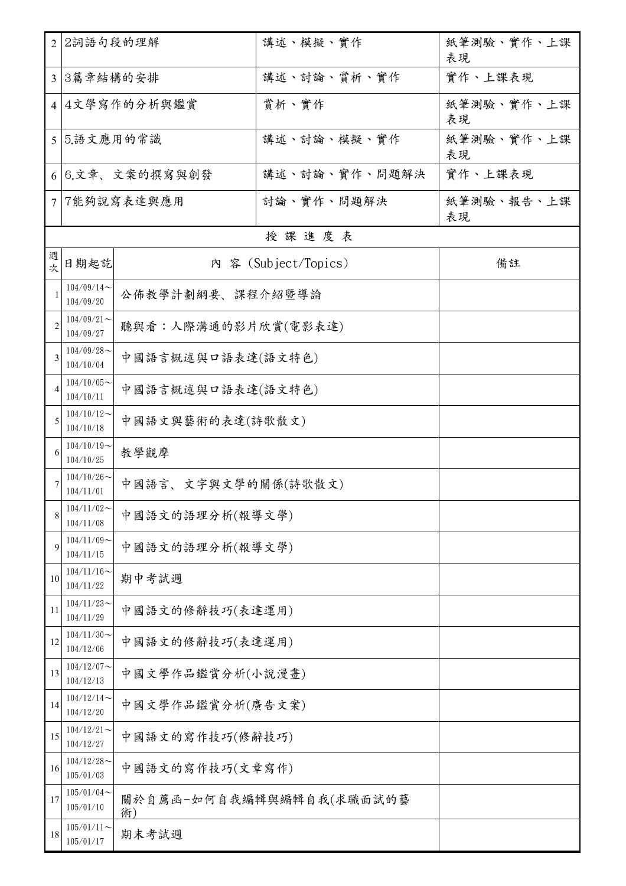| | | | |
|---|---|---|---|
| 2 | 2詞語句段的理解 | 講述、模擬、實作 | 紙筆測驗、實作、上課表現 |
| 3 | 3篇章結構的安排 | 講述、討論、賞析、實作 | 實作、上課表現 |
| 4 | 4文學寫作的分析與鑑賞 | 賞析、實作 | 紙筆測驗、實作、上課表現 |
| 5 | 5.語文應用的常識 | 講述、討論、模擬、實作 | 紙筆測驗、實作、上課表現 |
| 6 | 6.文章、文案的撰寫與創發 | 講述、討論、實作、問題解決 | 實作、上課表現 |
| 7 | 7能夠說寫表達與應用 | 討論、實作、問題解決 | 紙筆測驗、報告、上課表現 |

授 課 進 度 表

| 週次 | 日期起訖 | 內 容 (Subject/Topics) | 備註 |
|---|---|---|---|
| 1 | 104/09/14～104/09/20 | 公佈教學計劃綱要、課程介紹暨導論 | |
| 2 | 104/09/21～104/09/27 | 聽與看：人際溝通的影片欣賞(電影表達) | |
| 3 | 104/09/28～104/10/04 | 中國語言概述與口語表達(語文特色) | |
| 4 | 104/10/05～104/10/11 | 中國語言概述與口語表達(語文特色) | |
| 5 | 104/10/12～104/10/18 | 中國語文與藝術的表達(詩歌散文) | |
| 6 | 104/10/19～104/10/25 | 教學觀摩 | |
| 7 | 104/10/26～104/11/01 | 中國語言、文字與文學的關係(詩歌散文) | |
| 8 | 104/11/02～104/11/08 | 中國語文的語理分析(報導文學) | |
| 9 | 104/11/09～104/11/15 | 中國語文的語理分析(報導文學) | |
| 10 | 104/11/16～104/11/22 | 期中考試週 | |
| 11 | 104/11/23～104/11/29 | 中國語文的修辭技巧(表達運用) | |
| 12 | 104/11/30～104/12/06 | 中國語文的修辭技巧(表達運用) | |
| 13 | 104/12/07～104/12/13 | 中國文學作品鑑賞分析(小說漫畫) | |
| 14 | 104/12/14～104/12/20 | 中國文學作品鑑賞分析(廣告文案) | |
| 15 | 104/12/21～104/12/27 | 中國語文的寫作技巧(修辭技巧) | |
| 16 | 104/12/28～105/01/03 | 中國語文的寫作技巧(文章寫作) | |
| 17 | 105/01/04～105/01/10 | 關於自薦函-如何自我編輯與編輯自我(求職面試的藝術) | |
| 18 | 105/01/11～105/01/17 | 期末考試週 | |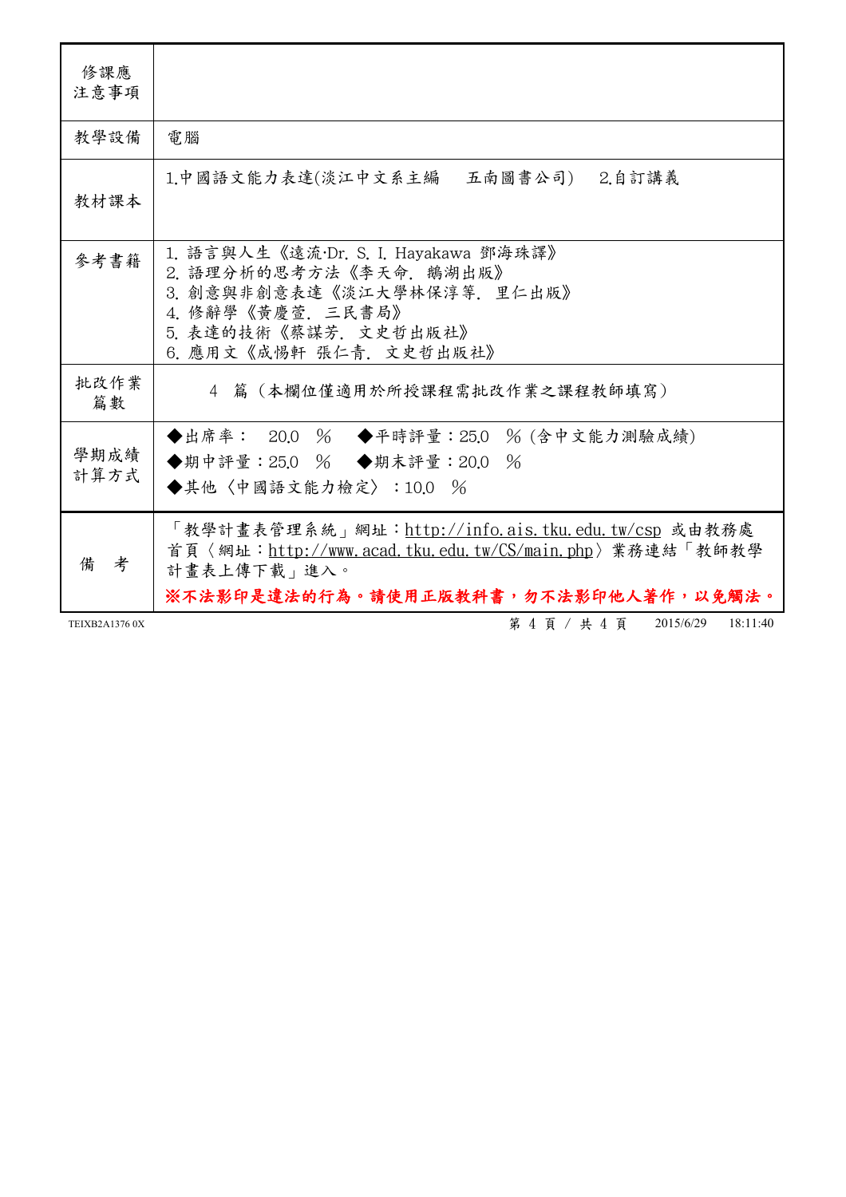| | |
|---|---|
| 修課應注意事項 | |
| 教學設備 | 電腦 |
| 教材課本 | 1.中國語文能力表達(淡江中文系主編　五南圖書公司)　2.自訂講義 |
| 參考書籍 | 1. 語言與人生《遠流‧Dr. S. I. Hayakawa 鄧海珠譯》<br>2. 語理分析的思考方法《李天命. 鵝湖出版》<br>3. 創意與非創意表達《淡江大學林保淳等. 里仁出版》<br>4. 修辭學《黃慶萱. 三民書局》<br>5. 表達的技術《蔡謀芳. 文史哲出版社》<br>6. 應用文《成惕軒 張仁青. 文史哲出版社》 |
| 批改作業篇數 | 4 篇（本欄位僅適用於所授課程需批改作業之課程教師填寫） |
| 學期成績計算方式 | ◆出席率： 20.0 ％　◆平時評量：25.0 ％(含中文能力測驗成績)<br>◆期中評量：25.0 ％　◆期末評量：20.0 ％<br>◆其他〈中國語文能力檢定〉：10.0 ％ |
| 備　考 | 「教學計畫表管理系統」網址：http://info.ais.tku.edu.tw/csp 或由教務處首頁〈網址：http://www.acad.tku.edu.tw/CS/main.php〉業務連結「教師教學計畫表上傳下載」進入。<br>**※不法影印是違法的行為。請使用正版教科書，勿不法影印他人著作，以免觸法。** |

TEIXB2A1376 0X　　2015/6/29　18:11:40